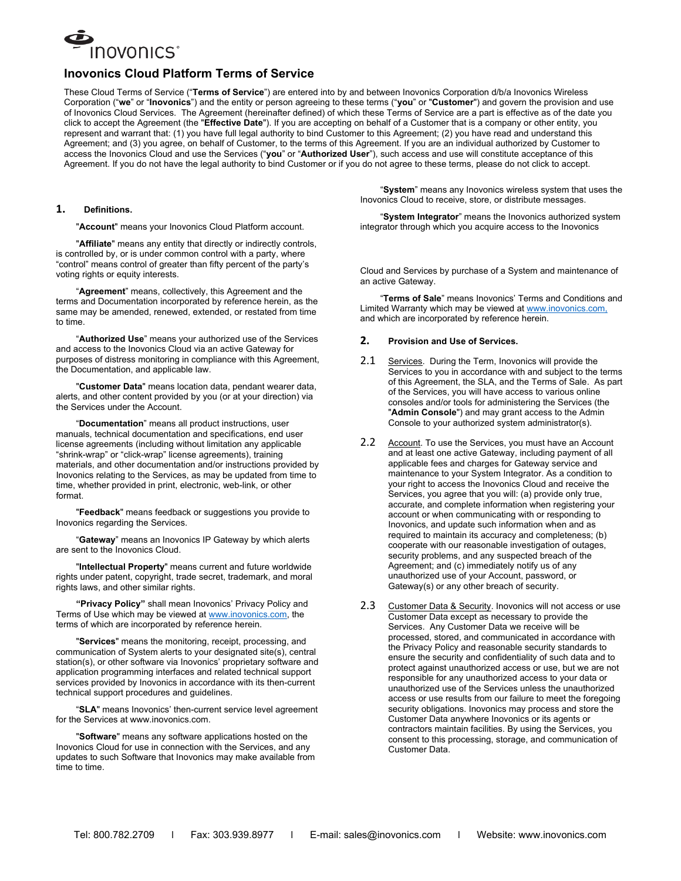# Inovonics Cloud Platform Terms of Service

These Cloud Terms of Service ("**Terms of Service**") are entered into by and between Inovonics Corporation d/b/a Inovonics Wireless Corporation ("**we**" or "**Inovonics**") and the entity or person agreeing to these terms ("**you**" or "**Customer**") and govern the provision and use of Inovonics Cloud Services. The Agreement (hereinafter defined) of which these Terms of Service are a part is effective as of the date you click to accept the Agreement (the "**Effective Date**"). If you are accepting on behalf of a Customer that is a company or other entity, you represent and warrant that: (1) you have full legal authority to bind Customer to this Agreement; (2) you have read and understand this Agreement; and (3) you agree, on behalf of Customer, to the terms of this Agreement. If you are an individual authorized by Customer to access the Inovonics Cloud and use the Services ("**you**" or "**Authorized User**"), such access and use will constitute acceptance of this Agreement. If you do not have the legal authority to bind Customer or if you do not agree to these terms, please do not click to accept.

## 1. Definitions.

"**Account**" means your Inovonics Cloud Platform account.

"**Affiliate**" means any entity that directly or indirectly controls, is controlled by, or is under common control with a party, where "control" means control of greater than fifty percent of the party's voting rights or equity interests.

"**Agreement**" means, collectively, this Agreement and the terms and Documentation incorporated by reference herein, as the same may be amended, renewed, extended, or restated from time to time.

"**Authorized Use**" means your authorized use of the Services and access to the Inovonics Cloud via an active Gateway for purposes of distress monitoring in compliance with this Agreement, the Documentation, and applicable law.

"**Customer Data**" means location data, pendant wearer data, alerts, and other content provided by you (or at your direction) via the Services under the Account.

"**Documentation**" means all product instructions, user manuals, technical documentation and specifications, end user license agreements (including without limitation any applicable "shrink-wrap" or "click-wrap" license agreements), training materials, and other documentation and/or instructions provided by Inovonics relating to the Services, as may be updated from time to time, whether provided in print, electronic, web-link, or other format.

"**Feedback**" means feedback or suggestions you provide to Inovonics regarding the Services.

"**Gateway**" means an Inovonics IP Gateway by which alerts are sent to the Inovonics Cloud.

"**Intellectual Property**" means current and future worldwide rights under patent, copyright, trade secret, trademark, and moral rights laws, and other similar rights.

**"Privacy Policy"** shall mean Inovonics' Privacy Policy and Terms of Use which may be viewed at www.inovonics.com, the terms of which are incorporated by reference herein.

"**Services**" means the monitoring, receipt, processing, and communication of System alerts to your designated site(s), central station(s), or other software via Inovonics' proprietary software and application programming interfaces and related technical support services provided by Inovonics in accordance with its then-current technical support procedures and guidelines.

"**SLA**" means Inovonics' then-current service level agreement for the Services at www.inovonics.com.

"**Software**" means any software applications hosted on the Inovonics Cloud for use in connection with the Services, and any updates to such Software that Inovonics may make available from time to time.

"**System**" means any Inovonics wireless system that uses the Inovonics Cloud to receive, store, or distribute messages.

"**System Integrator**" means the Inovonics authorized system integrator through which you acquire access to the Inovonics Cloud and Services by purchase of a System and maintenance of an active Gateway.

"**Terms of Sale**" means Inovonics' Terms and Conditions and Limited Warranty which may be viewed at www.inovonics.com, and which are incorporated by reference herein.

## 2. Provision and Use of Services.

2.1 Services. During the Term, Inovonics will provide the Services to you in accordance with and subject to the terms of this Agreement, the SLA, and the Terms of Sale. As part of the Services, you will have access to various online consoles and/or tools for administering the Services (the "**Admin Console**") and may grant access to the Admin Console to your authorized system administrator(s).

2.2 Account. To use the Services, you must have an Account and at least one active Gateway, including payment of all applicable fees and charges for Gateway service and maintenance to your System Integrator. As a condition to your right to access the Inovonics Cloud and receive the Services, you agree that you will: (a) provide only true, accurate, and complete information when registering your account or when communicating with or responding to Inovonics, and update such information when and as required to maintain its accuracy and completeness; (b) cooperate with our reasonable investigation of outages, security problems, and any suspected breach of the Agreement; and (c) immediately notify us of any unauthorized use of your Account, password, or Gateway(s) or any other breach of security.

2.3 Customer Data & Security. Inovonics will not access or use Customer Data except as necessary to provide the Services. Any Customer Data we receive will be processed, stored, and communicated in accordance with the Privacy Policy and reasonable security standards to ensure the security and confidentiality of such data and to protect against unauthorized access or use, but we are not responsible for any unauthorized access to your data or unauthorized use of the Services unless the unauthorized access or use results from our failure to meet the foregoing security obligations. Inovonics may process and store the Customer Data anywhere Inovonics or its agents or contractors maintain facilities. By using the Services, you consent to this processing, storage, and communication of Customer Data.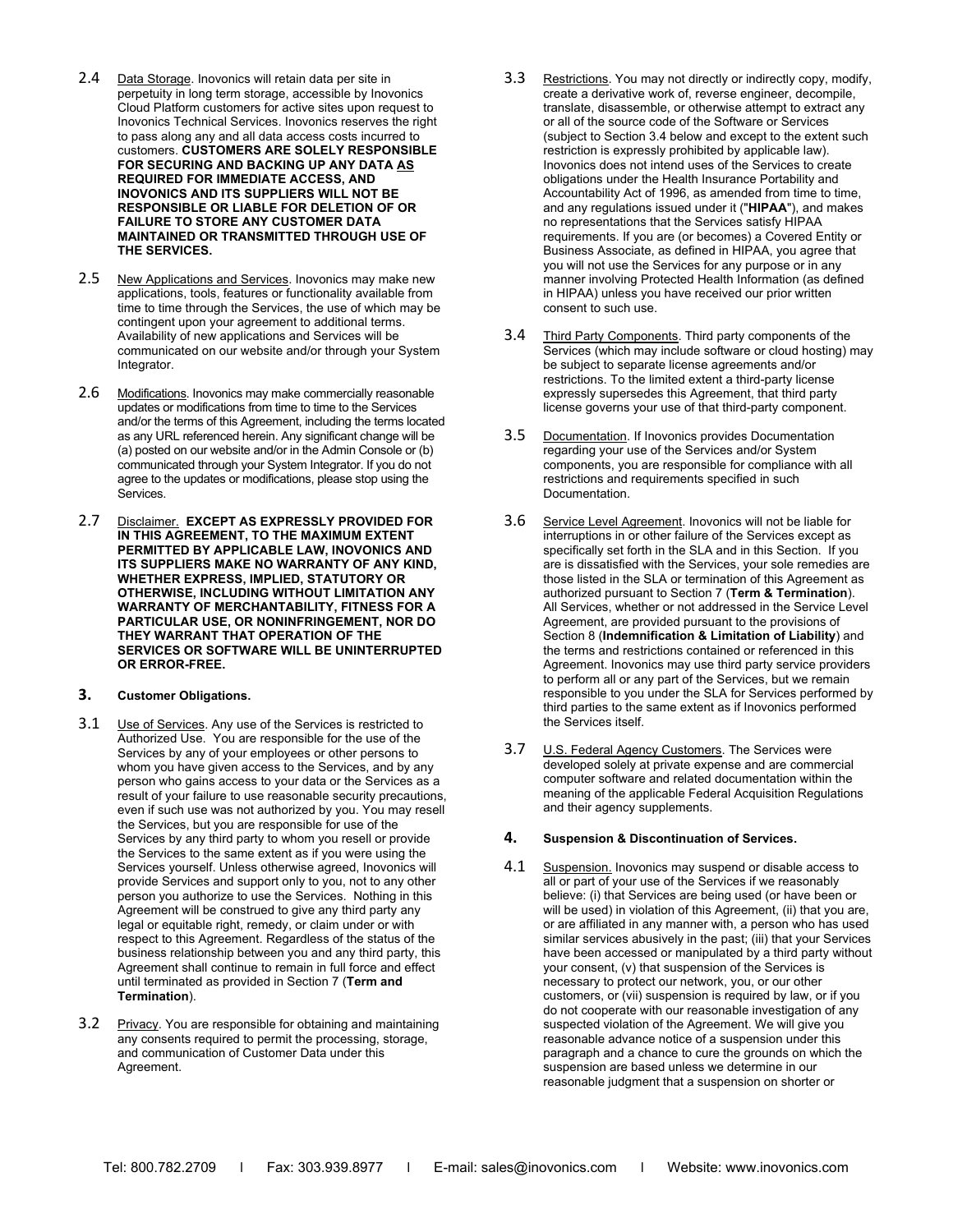2.4 Data Storage. Inovonics will retain data per site in perpetuity in long term storage, accessible by Inovonics Cloud Platform customers for active sites upon request to Inovonics Technical Services. Inovonics reserves the right to pass along any and all data access costs incurred to customers. **CUSTOMERS ARE SOLELY RESPONSIBLE FOR SECURING AND BACKING UP ANY DATA AS REQUIRED FOR IMMEDIATE ACCESS, AND INOVONICS AND ITS SUPPLIERS WILL NOT BE RESPONSIBLE OR LIABLE FOR DELETION OF OR FAILURE TO STORE ANY CUSTOMER DATA MAINTAINED OR TRANSMITTED THROUGH USE OF THE SERVICES.**

2.5 New Applications and Services. Inovonics may make new applications, tools, features or functionality available from time to time through the Services, the use of which may be contingent upon your agreement to additional terms. Availability of new applications and Services will be communicated on our website and/or through your System Integrator.

2.6 Modifications. Inovonics may make commercially reasonable updates or modifications from time to time to the Services and/or the terms of this Agreement, including the terms located as any URL referenced herein. Any significant change will be (a) posted on our website and/or in the Admin Console or (b) communicated through your System Integrator. If you do not agree to the updates or modifications, please stop using the Services.

2.7 Disclaimer. **EXCEPT AS EXPRESSLY PROVIDED FOR IN THIS AGREEMENT, TO THE MAXIMUM EXTENT PERMITTED BY APPLICABLE LAW, INOVONICS AND ITS SUPPLIERS MAKE NO WARRANTY OF ANY KIND, WHETHER EXPRESS, IMPLIED, STATUTORY OR OTHERWISE, INCLUDING WITHOUT LIMITATION ANY WARRANTY OF MERCHANTABILITY, FITNESS FOR A PARTICULAR USE, OR NONINFRINGEMENT, NOR DO THEY WARRANT THAT OPERATION OF THE SERVICES OR SOFTWARE WILL BE UNINTERRUPTED OR ERROR-FREE.**

## 3. Customer Obligations.

3.1 Use of Services. Any use of the Services is restricted to Authorized Use. You are responsible for the use of the Services by any of your employees or other persons to whom you have given access to the Services, and by any person who gains access to your data or the Services as a result of your failure to use reasonable security precautions, even if such use was not authorized by you. You may resell the Services, but you are responsible for use of the Services by any third party to whom you resell or provide the Services to the same extent as if you were using the Services yourself. Unless otherwise agreed, Inovonics will provide Services and support only to you, not to any other person you authorize to use the Services. Nothing in this Agreement will be construed to give any third party any legal or equitable right, remedy, or claim under or with respect to this Agreement. Regardless of the status of the business relationship between you and any third party, this Agreement shall continue to remain in full force and effect until terminated as provided in Section 7 (**Term and Termination**).

3.2 Privacy. You are responsible for obtaining and maintaining any consents required to permit the processing, storage, and communication of Customer Data under this Agreement.

3.3 Restrictions. You may not directly or indirectly copy, modify, create a derivative work of, reverse engineer, decompile, translate, disassemble, or otherwise attempt to extract any or all of the source code of the Software or Services (subject to Section 3.4 below and except to the extent such restriction is expressly prohibited by applicable law). Inovonics does not intend uses of the Services to create obligations under the Health Insurance Portability and Accountability Act of 1996, as amended from time to time, and any regulations issued under it ("**HIPAA**"), and makes no representations that the Services satisfy HIPAA requirements. If you are (or becomes) a Covered Entity or Business Associate, as defined in HIPAA, you agree that you will not use the Services for any purpose or in any manner involving Protected Health Information (as defined in HIPAA) unless you have received our prior written consent to such use.

3.4 Third Party Components. Third party components of the Services (which may include software or cloud hosting) may be subject to separate license agreements and/or restrictions. To the limited extent a third-party license expressly supersedes this Agreement, that third party license governs your use of that third-party component.

3.5 Documentation. If Inovonics provides Documentation regarding your use of the Services and/or System components, you are responsible for compliance with all restrictions and requirements specified in such Documentation.

3.6 Service Level Agreement. Inovonics will not be liable for interruptions in or other failure of the Services except as specifically set forth in the SLA and in this Section. If you are is dissatisfied with the Services, your sole remedies are those listed in the SLA or termination of this Agreement as authorized pursuant to Section 7 (**Term & Termination**). All Services, whether or not addressed in the Service Level Agreement, are provided pursuant to the provisions of Section 8 (**Indemnification & Limitation of Liability**) and the terms and restrictions contained or referenced in this Agreement. Inovonics may use third party service providers to perform all or any part of the Services, but we remain responsible to you under the SLA for Services performed by third parties to the same extent as if Inovonics performed the Services itself.

3.7 U.S. Federal Agency Customers. The Services were developed solely at private expense and are commercial computer software and related documentation within the meaning of the applicable Federal Acquisition Regulations and their agency supplements.

## 4. Suspension & Discontinuation of Services.

4.1 Suspension. Inovonics may suspend or disable access to all or part of your use of the Services if we reasonably believe: (i) that Services are being used (or have been or will be used) in violation of this Agreement, (ii) that you are, or are affiliated in any manner with, a person who has used similar services abusively in the past; (iii) that your Services have been accessed or manipulated by a third party without your consent, (v) that suspension of the Services is necessary to protect our network, you, or our other customers, or (vii) suspension is required by law, or if you do not cooperate with our reasonable investigation of any suspected violation of the Agreement. We will give you reasonable advance notice of a suspension under this paragraph and a chance to cure the grounds on which the suspension are based unless we determine in our reasonable judgment that a suspension on shorter or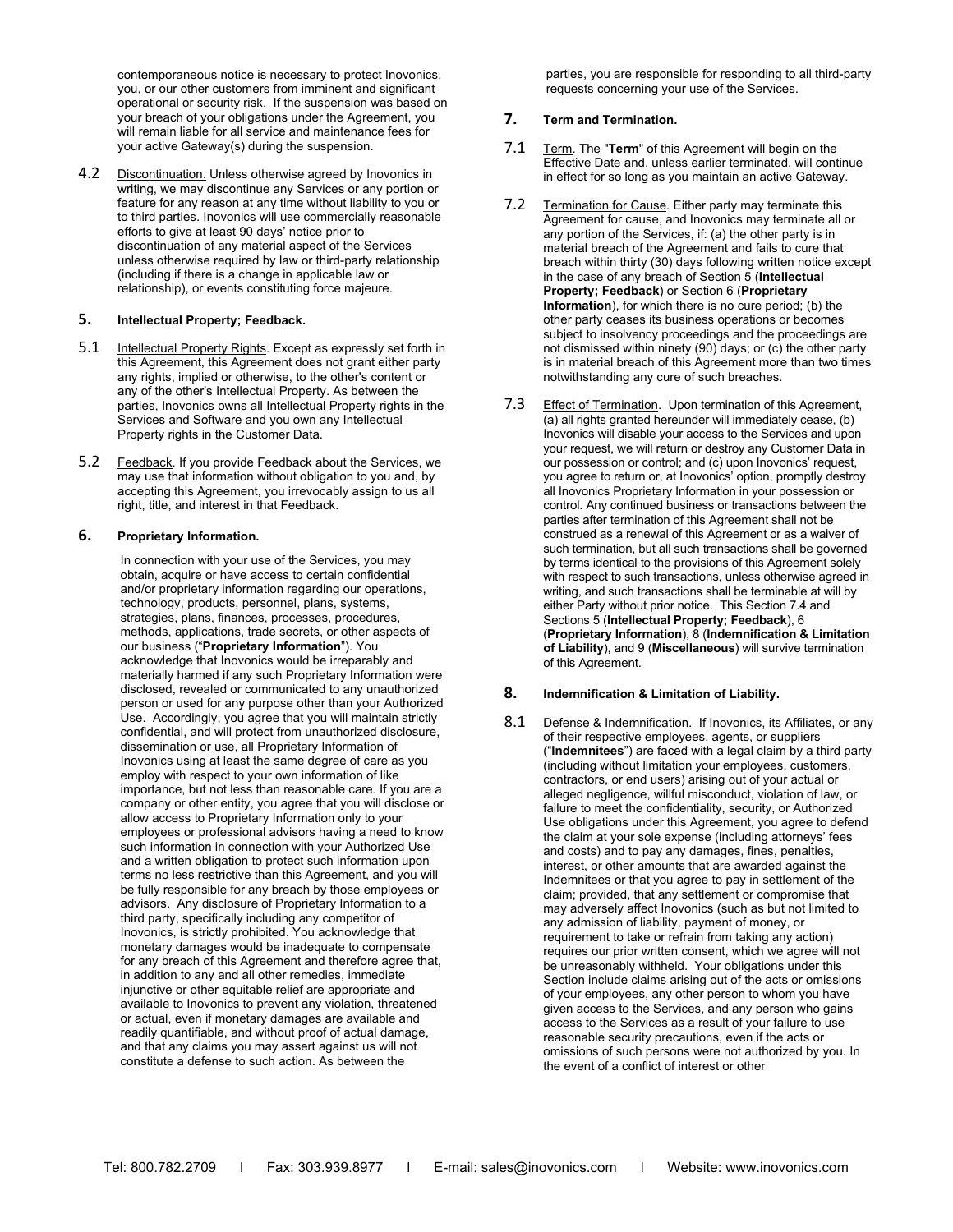contemporaneous notice is necessary to protect Inovonics, you, or our other customers from imminent and significant operational or security risk. If the suspension was based on your breach of your obligations under the Agreement, you will remain liable for all service and maintenance fees for your active Gateway(s) during the suspension.

4.2 Discontinuation. Unless otherwise agreed by Inovonics in writing, we may discontinue any Services or any portion or feature for any reason at any time without liability to you or to third parties. Inovonics will use commercially reasonable efforts to give at least 90 days' notice prior to discontinuation of any material aspect of the Services unless otherwise required by law or third-party relationship (including if there is a change in applicable law or relationship), or events constituting force majeure.

## 5. Intellectual Property; Feedback.

5.1 Intellectual Property Rights. Except as expressly set forth in this Agreement, this Agreement does not grant either party any rights, implied or otherwise, to the other's content or any of the other's Intellectual Property. As between the parties, Inovonics owns all Intellectual Property rights in the Services and Software and you own any Intellectual Property rights in the Customer Data.

5.2 Feedback. If you provide Feedback about the Services, we may use that information without obligation to you and, by accepting this Agreement, you irrevocably assign to us all right, title, and interest in that Feedback.

## 6. Proprietary Information.

In connection with your use of the Services, you may obtain, acquire or have access to certain confidential and/or proprietary information regarding our operations, technology, products, personnel, plans, systems, strategies, plans, finances, processes, procedures, methods, applications, trade secrets, or other aspects of our business ("**Proprietary Information**"). You acknowledge that Inovonics would be irreparably and materially harmed if any such Proprietary Information were disclosed, revealed or communicated to any unauthorized person or used for any purpose other than your Authorized Use. Accordingly, you agree that you will maintain strictly confidential, and will protect from unauthorized disclosure, dissemination or use, all Proprietary Information of Inovonics using at least the same degree of care as you employ with respect to your own information of like importance, but not less than reasonable care. If you are a company or other entity, you agree that you will disclose or allow access to Proprietary Information only to your employees or professional advisors having a need to know such information in connection with your Authorized Use and a written obligation to protect such information upon terms no less restrictive than this Agreement, and you will be fully responsible for any breach by those employees or advisors. Any disclosure of Proprietary Information to a third party, specifically including any competitor of Inovonics, is strictly prohibited. You acknowledge that monetary damages would be inadequate to compensate for any breach of this Agreement and therefore agree that, in addition to any and all other remedies, immediate injunctive or other equitable relief are appropriate and available to Inovonics to prevent any violation, threatened or actual, even if monetary damages are available and readily quantifiable, and without proof of actual damage, and that any claims you may assert against us will not constitute a defense to such action. As between the parties, you are responsible for responding to all third-party requests concerning your use of the Services.

## 7. Term and Termination.

7.1 Term. The "**Term**" of this Agreement will begin on the Effective Date and, unless earlier terminated, will continue in effect for so long as you maintain an active Gateway.

7.2 Termination for Cause. Either party may terminate this Agreement for cause, and Inovonics may terminate all or any portion of the Services, if: (a) the other party is in material breach of the Agreement and fails to cure that breach within thirty (30) days following written notice except in the case of any breach of Section 5 (**Intellectual Property; Feedback**) or Section 6 (**Proprietary Information**), for which there is no cure period; (b) the other party ceases its business operations or becomes subject to insolvency proceedings and the proceedings are not dismissed within ninety (90) days; or (c) the other party is in material breach of this Agreement more than two times notwithstanding any cure of such breaches.

7.3 Effect of Termination. Upon termination of this Agreement, (a) all rights granted hereunder will immediately cease, (b) Inovonics will disable your access to the Services and upon your request, we will return or destroy any Customer Data in our possession or control; and (c) upon Inovonics' request, you agree to return or, at Inovonics' option, promptly destroy all Inovonics Proprietary Information in your possession or control. Any continued business or transactions between the parties after termination of this Agreement shall not be construed as a renewal of this Agreement or as a waiver of such termination, but all such transactions shall be governed by terms identical to the provisions of this Agreement solely with respect to such transactions, unless otherwise agreed in writing, and such transactions shall be terminable at will by either Party without prior notice. This Section 7.4 and Sections 5 (**Intellectual Property; Feedback**), 6 (**Proprietary Information**), 8 (**Indemnification & Limitation of Liability**), and 9 (**Miscellaneous**) will survive termination of this Agreement.

## 8. Indemnification & Limitation of Liability.

8.1 Defense & Indemnification. If Inovonics, its Affiliates, or any of their respective employees, agents, or suppliers ("**Indemnitees**") are faced with a legal claim by a third party (including without limitation your employees, customers, contractors, or end users) arising out of your actual or alleged negligence, willful misconduct, violation of law, or failure to meet the confidentiality, security, or Authorized Use obligations under this Agreement, you agree to defend the claim at your sole expense (including attorneys' fees and costs) and to pay any damages, fines, penalties, interest, or other amounts that are awarded against the Indemnitees or that you agree to pay in settlement of the claim; provided, that any settlement or compromise that may adversely affect Inovonics (such as but not limited to any admission of liability, payment of money, or requirement to take or refrain from taking any action) requires our prior written consent, which we agree will not be unreasonably withheld. Your obligations under this Section include claims arising out of the acts or omissions of your employees, any other person to whom you have given access to the Services, and any person who gains access to the Services as a result of your failure to use reasonable security precautions, even if the acts or omissions of such persons were not authorized by you. In the event of a conflict of interest or other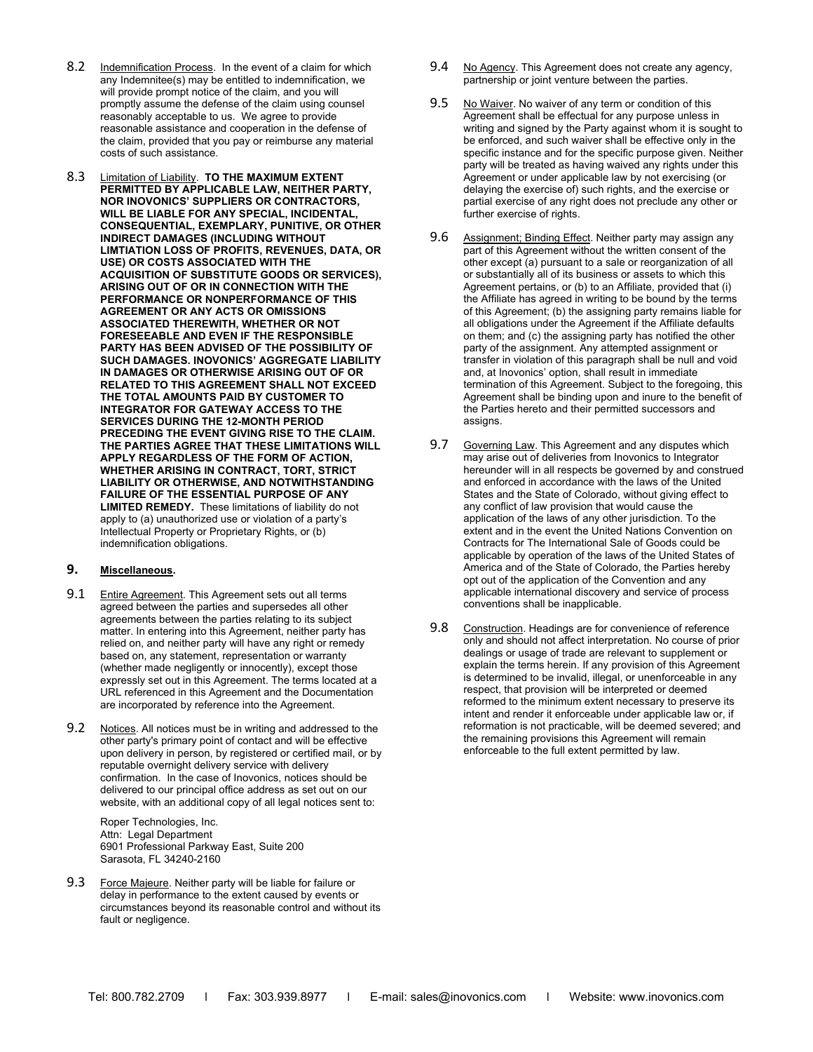8.2 Indemnification Process. In the event of a claim for which any Indemnitee(s) may be entitled to indemnification, we will provide prompt notice of the claim, and you will promptly assume the defense of the claim using counsel reasonably acceptable to us. We agree to provide reasonable assistance and cooperation in the defense of the claim, provided that you pay or reimburse any material costs of such assistance.

8.3 Limitation of Liability. **TO THE MAXIMUM EXTENT PERMITTED BY APPLICABLE LAW, NEITHER PARTY, NOR INOVONICS' SUPPLIERS OR CONTRACTORS, WILL BE LIABLE FOR ANY SPECIAL, INCIDENTAL, CONSEQUENTIAL, EXEMPLARY, PUNITIVE, OR OTHER INDIRECT DAMAGES (INCLUDING WITHOUT LIMTIATION LOSS OF PROFITS, REVENUES, DATA, OR USE) OR COSTS ASSOCIATED WITH THE ACQUISITION OF SUBSTITUTE GOODS OR SERVICES), ARISING OUT OF OR IN CONNECTION WITH THE PERFORMANCE OR NONPERFORMANCE OF THIS AGREEMENT OR ANY ACTS OR OMISSIONS ASSOCIATED THEREWITH, WHETHER OR NOT FORESEEABLE AND EVEN IF THE RESPONSIBLE PARTY HAS BEEN ADVISED OF THE POSSIBILITY OF SUCH DAMAGES. INOVONICS' AGGREGATE LIABILITY IN DAMAGES OR OTHERWISE ARISING OUT OF OR RELATED TO THIS AGREEMENT SHALL NOT EXCEED THE TOTAL AMOUNTS PAID BY CUSTOMER TO INTEGRATOR FOR GATEWAY ACCESS TO THE SERVICES DURING THE 12-MONTH PERIOD PRECEDING THE EVENT GIVING RISE TO THE CLAIM. THE PARTIES AGREE THAT THESE LIMITATIONS WILL APPLY REGARDLESS OF THE FORM OF ACTION, WHETHER ARISING IN CONTRACT, TORT, STRICT LIABILITY OR OTHERWISE, AND NOTWITHSTANDING FAILURE OF THE ESSENTIAL PURPOSE OF ANY LIMITED REMEDY.** These limitations of liability do not apply to (a) unauthorized use or violation of a party's Intellectual Property or Proprietary Rights, or (b) indemnification obligations.

## 9. Miscellaneous.

9.1 Entire Agreement. This Agreement sets out all terms agreed between the parties and supersedes all other agreements between the parties relating to its subject matter. In entering into this Agreement, neither party has relied on, and neither party will have any right or remedy based on, any statement, representation or warranty (whether made negligently or innocently), except those expressly set out in this Agreement. The terms located at a URL referenced in this Agreement and the Documentation are incorporated by reference into the Agreement.

9.2 Notices. All notices must be in writing and addressed to the other party's primary point of contact and will be effective upon delivery in person, by registered or certified mail, or by reputable overnight delivery service with delivery confirmation. In the case of Inovonics, notices should be delivered to our principal office address as set out on our website, with an additional copy of all legal notices sent to:

Roper Technologies, Inc.
Attn: Legal Department
6901 Professional Parkway East, Suite 200
Sarasota, FL 34240-2160

9.3 Force Majeure. Neither party will be liable for failure or delay in performance to the extent caused by events or circumstances beyond its reasonable control and without its fault or negligence.

9.4 No Agency. This Agreement does not create any agency, partnership or joint venture between the parties.

9.5 No Waiver. No waiver of any term or condition of this Agreement shall be effectual for any purpose unless in writing and signed by the Party against whom it is sought to be enforced, and such waiver shall be effective only in the specific instance and for the specific purpose given. Neither party will be treated as having waived any rights under this Agreement or under applicable law by not exercising (or delaying the exercise of) such rights, and the exercise or partial exercise of any right does not preclude any other or further exercise of rights.

9.6 Assignment; Binding Effect. Neither party may assign any part of this Agreement without the written consent of the other except (a) pursuant to a sale or reorganization of all or substantially all of its business or assets to which this Agreement pertains, or (b) to an Affiliate, provided that (i) the Affiliate has agreed in writing to be bound by the terms of this Agreement; (b) the assigning party remains liable for all obligations under the Agreement if the Affiliate defaults on them; and (c) the assigning party has notified the other party of the assignment. Any attempted assignment or transfer in violation of this paragraph shall be null and void and, at Inovonics' option, shall result in immediate termination of this Agreement. Subject to the foregoing, this Agreement shall be binding upon and inure to the benefit of the Parties hereto and their permitted successors and assigns.

9.7 Governing Law. This Agreement and any disputes which may arise out of deliveries from Inovonics to Integrator hereunder will in all respects be governed by and construed and enforced in accordance with the laws of the United States and the State of Colorado, without giving effect to any conflict of law provision that would cause the application of the laws of any other jurisdiction. To the extent and in the event the United Nations Convention on Contracts for The International Sale of Goods could be applicable by operation of the laws of the United States of America and of the State of Colorado, the Parties hereby opt out of the application of the Convention and any applicable international discovery and service of process conventions shall be inapplicable.

9.8 Construction. Headings are for convenience of reference only and should not affect interpretation. No course of prior dealings or usage of trade are relevant to supplement or explain the terms herein. If any provision of this Agreement is determined to be invalid, illegal, or unenforceable in any respect, that provision will be interpreted or deemed reformed to the minimum extent necessary to preserve its intent and render it enforceable under applicable law or, if reformation is not practicable, will be deemed severed; and the remaining provisions this Agreement will remain enforceable to the full extent permitted by law.